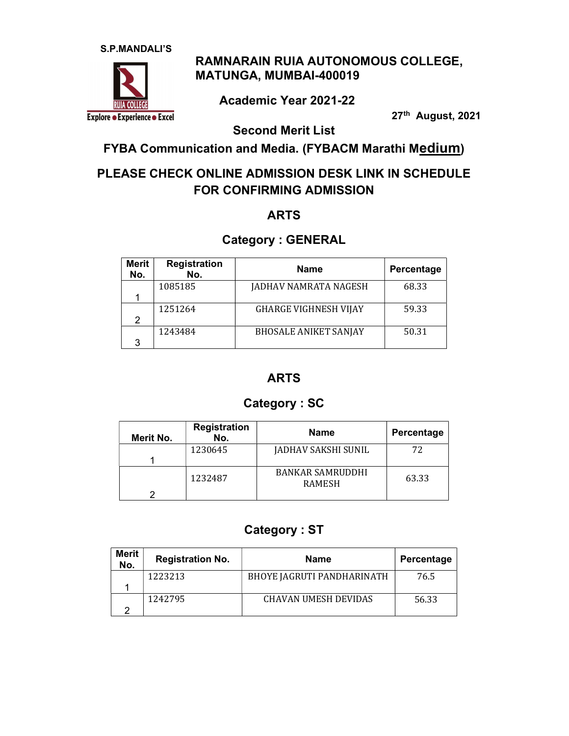S.P.MANDALI'S

# RAMNARAIN RUIA AUTONOMOUS COLLEGE, MATUNGA, MUMBAI-400019

RUIA COLLEGE

Explore • Experience • Excel

## Academic Year 2021-22

27th August, 2021

## Second Merit List

## FYBA Communication and Media. (FYBACM Marathi Medium)

## PLEASE CHECK ONLINE ADMISSION DESK LINK IN SCHEDULE FOR CONFIRMING ADMISSION

### ARTS

### Category : GENERAL

| Merit No. | Registration No. | Name | Percentage |
|---|---|---|---|
| 1 | 1085185 | JADHAV NAMRATA NAGESH | 68.33 |
| 2 | 1251264 | GHARGE VIGHNESH VIJAY | 59.33 |
| 3 | 1243484 | BHOSALE ANIKET SANJAY | 50.31 |

### ARTS

### Category : SC

| Merit No. | Registration No. | Name | Percentage |
|---|---|---|---|
| 1 | 1230645 | JADHAV SAKSHI SUNIL | 72 |
| 2 | 1232487 | BANKAR SAMRUDDHI RAMESH | 63.33 |

### Category : ST

| Merit No. | Registration No. | Name | Percentage |
|---|---|---|---|
| 1 | 1223213 | BHOYE JAGRUTI PANDHARINATH | 76.5 |
| 2 | 1242795 | CHAVAN UMESH DEVIDAS | 56.33 |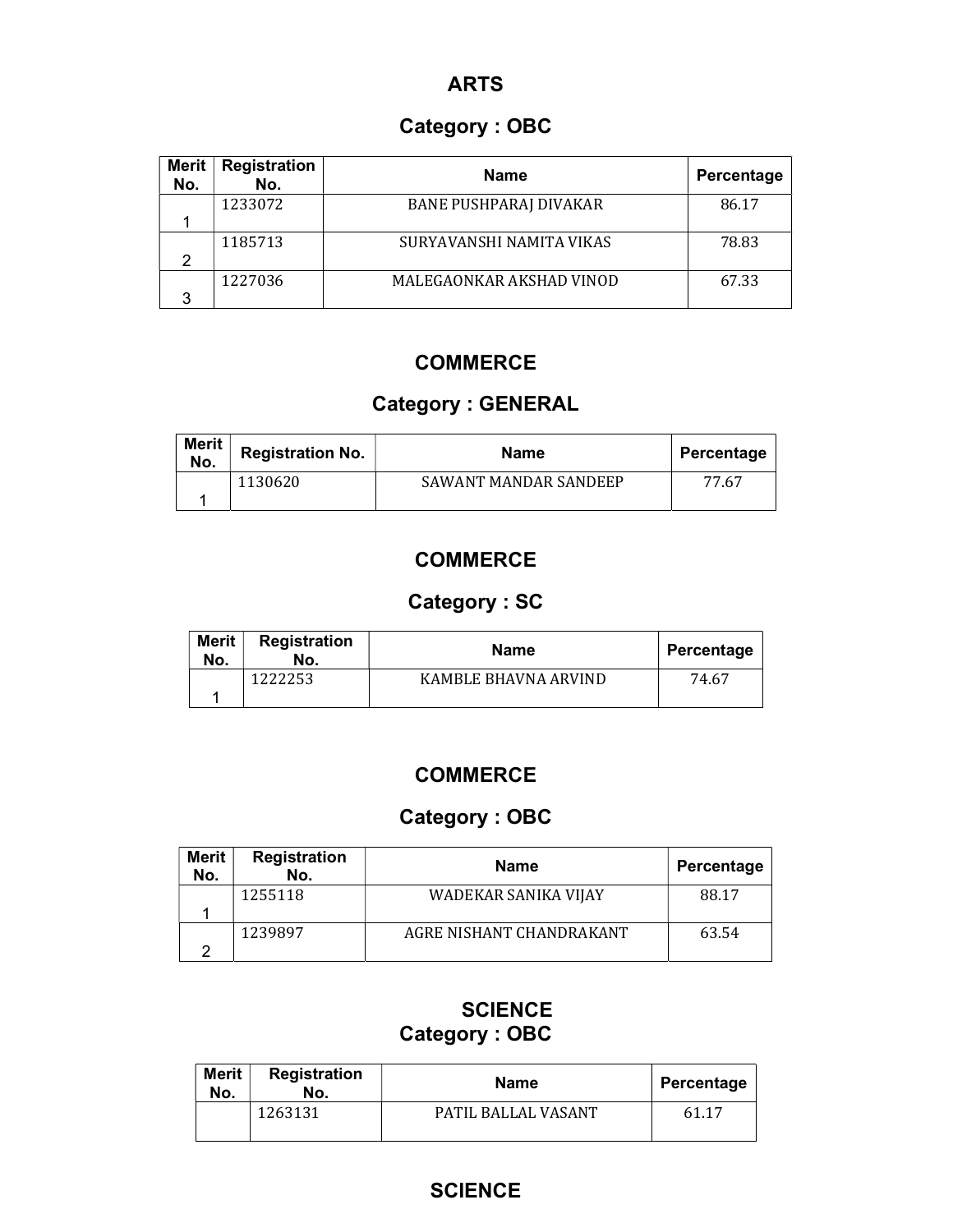## ARTS

### Category : OBC

| Merit No. | Registration No. | Name | Percentage |
|---|---|---|---|
| 1 | 1233072 | BANE PUSHPARAJ DIVAKAR | 86.17 |
| 2 | 1185713 | SURYAVANSHI NAMITA VIKAS | 78.83 |
| 3 | 1227036 | MALEGAONKAR AKSHAD VINOD | 67.33 |

## COMMERCE

### Category : GENERAL

| Merit No. | Registration No. | Name | Percentage |
|---|---|---|---|
| 1 | 1130620 | SAWANT MANDAR SANDEEP | 77.67 |

## COMMERCE

### Category : SC

| Merit No. | Registration No. | Name | Percentage |
|---|---|---|---|
| 1 | 1222253 | KAMBLE BHAVNA ARVIND | 74.67 |

## COMMERCE

### Category : OBC

| Merit No. | Registration No. | Name | Percentage |
|---|---|---|---|
| 1 | 1255118 | WADEKAR SANIKA VIJAY | 88.17 |
| 2 | 1239897 | AGRE NISHANT CHANDRAKANT | 63.54 |

## SCIENCE

### Category : OBC

| Merit No. | Registration No. | Name | Percentage |
|---|---|---|---|
| | 1263131 | PATIL BALLAL VASANT | 61.17 |

## SCIENCE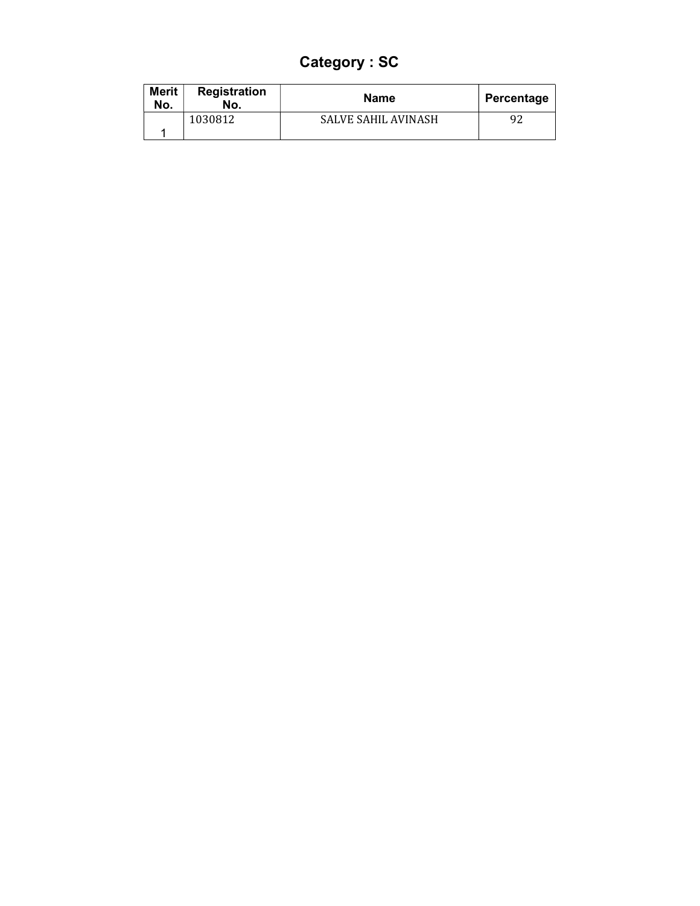## Category : SC

| Merit No. | Registration No. | Name | Percentage |
|---|---|---|---|
| 1 | 1030812 | SALVE SAHIL AVINASH | 92 |